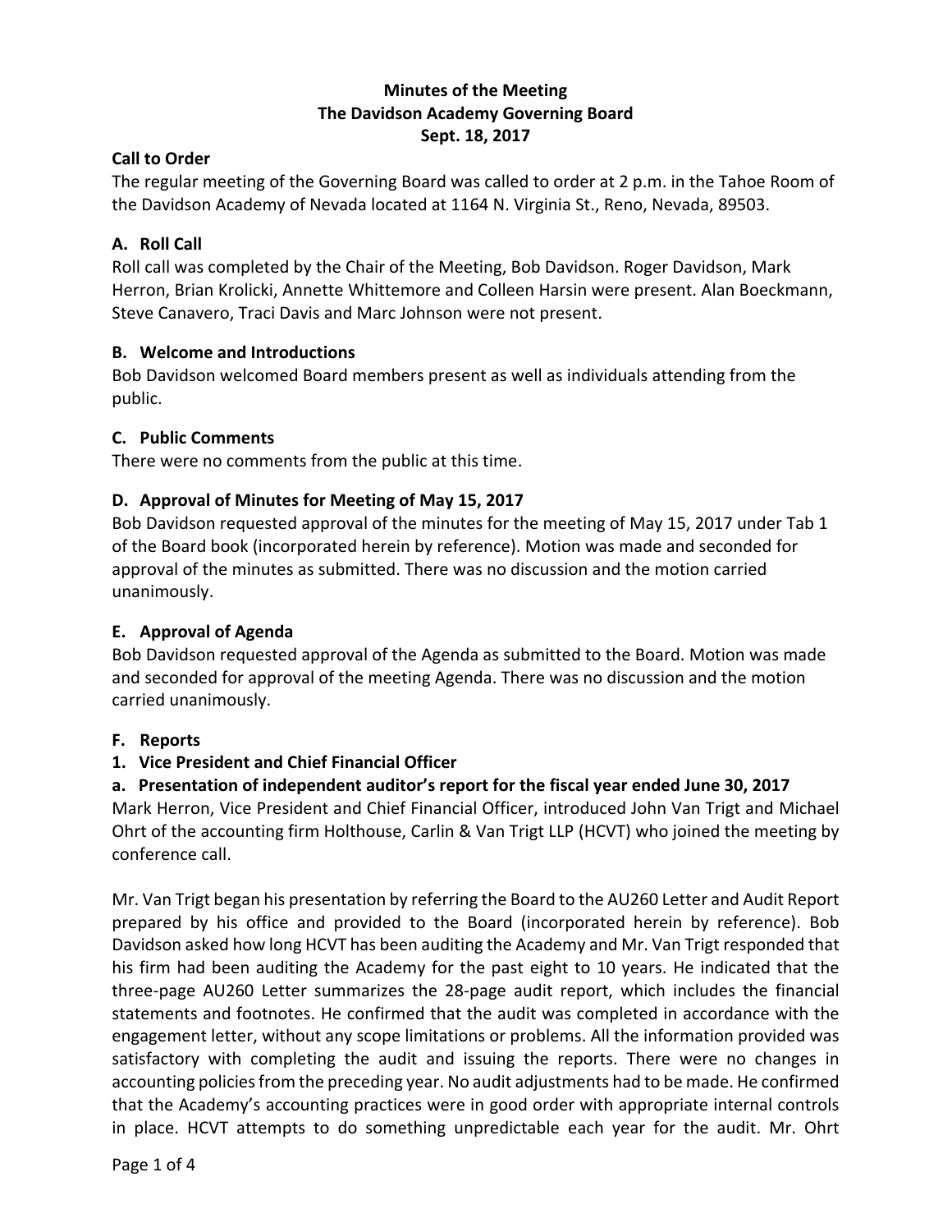**Minutes of the Meeting**
**The Davidson Academy Governing Board**
**Sept. 18, 2017**

## Call to Order

The regular meeting of the Governing Board was called to order at 2 p.m. in the Tahoe Room of the Davidson Academy of Nevada located at 1164 N. Virginia St., Reno, Nevada, 89503.

### A. Roll Call

Roll call was completed by the Chair of the Meeting, Bob Davidson. Roger Davidson, Mark Herron, Brian Krolicki, Annette Whittemore and Colleen Harsin were present. Alan Boeckmann, Steve Canavero, Traci Davis and Marc Johnson were not present.

### B. Welcome and Introductions

Bob Davidson welcomed Board members present as well as individuals attending from the public.

### C. Public Comments

There were no comments from the public at this time.

### D. Approval of Minutes for Meeting of May 15, 2017

Bob Davidson requested approval of the minutes for the meeting of May 15, 2017 under Tab 1 of the Board book (incorporated herein by reference). Motion was made and seconded for approval of the minutes as submitted. There was no discussion and the motion carried unanimously.

### E. Approval of Agenda

Bob Davidson requested approval of the Agenda as submitted to the Board. Motion was made and seconded for approval of the meeting Agenda. There was no discussion and the motion carried unanimously.

### F. Reports

#### 1. Vice President and Chief Financial Officer

#### a. Presentation of independent auditor's report for the fiscal year ended June 30, 2017

Mark Herron, Vice President and Chief Financial Officer, introduced John Van Trigt and Michael Ohrt of the accounting firm Holthouse, Carlin & Van Trigt LLP (HCVT) who joined the meeting by conference call.

Mr. Van Trigt began his presentation by referring the Board to the AU260 Letter and Audit Report prepared by his office and provided to the Board (incorporated herein by reference). Bob Davidson asked how long HCVT has been auditing the Academy and Mr. Van Trigt responded that his firm had been auditing the Academy for the past eight to 10 years. He indicated that the three-page AU260 Letter summarizes the 28-page audit report, which includes the financial statements and footnotes. He confirmed that the audit was completed in accordance with the engagement letter, without any scope limitations or problems. All the information provided was satisfactory with completing the audit and issuing the reports. There were no changes in accounting policies from the preceding year. No audit adjustments had to be made. He confirmed that the Academy's accounting practices were in good order with appropriate internal controls in place. HCVT attempts to do something unpredictable each year for the audit. Mr. Ohrt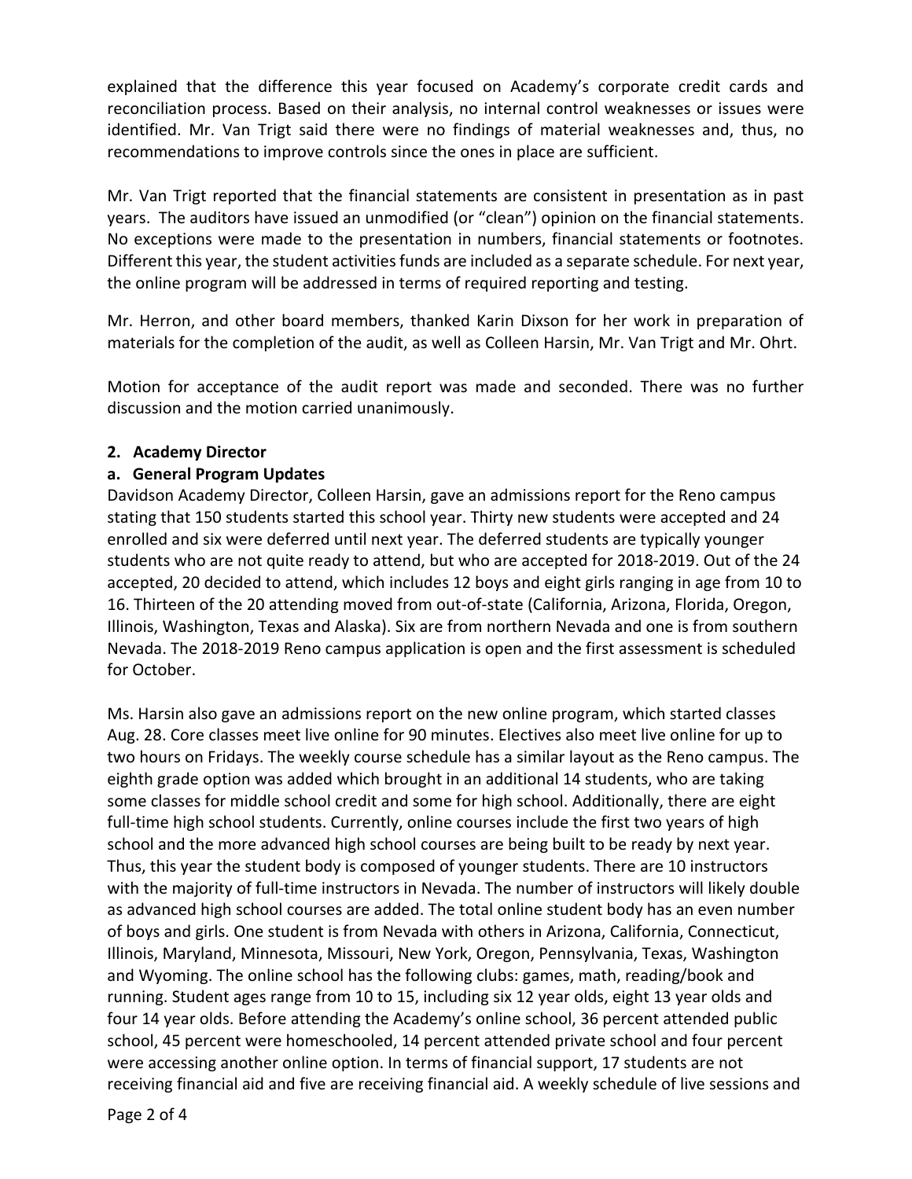explained that the difference this year focused on Academy's corporate credit cards and reconciliation process. Based on their analysis, no internal control weaknesses or issues were identified. Mr. Van Trigt said there were no findings of material weaknesses and, thus, no recommendations to improve controls since the ones in place are sufficient.

Mr. Van Trigt reported that the financial statements are consistent in presentation as in past years. The auditors have issued an unmodified (or "clean") opinion on the financial statements. No exceptions were made to the presentation in numbers, financial statements or footnotes. Different this year, the student activities funds are included as a separate schedule. For next year, the online program will be addressed in terms of required reporting and testing.

Mr. Herron, and other board members, thanked Karin Dixson for her work in preparation of materials for the completion of the audit, as well as Colleen Harsin, Mr. Van Trigt and Mr. Ohrt.

Motion for acceptance of the audit report was made and seconded. There was no further discussion and the motion carried unanimously.

**2. Academy Director**

**a. General Program Updates**

Davidson Academy Director, Colleen Harsin, gave an admissions report for the Reno campus stating that 150 students started this school year. Thirty new students were accepted and 24 enrolled and six were deferred until next year. The deferred students are typically younger students who are not quite ready to attend, but who are accepted for 2018-2019. Out of the 24 accepted, 20 decided to attend, which includes 12 boys and eight girls ranging in age from 10 to 16. Thirteen of the 20 attending moved from out-of-state (California, Arizona, Florida, Oregon, Illinois, Washington, Texas and Alaska). Six are from northern Nevada and one is from southern Nevada. The 2018-2019 Reno campus application is open and the first assessment is scheduled for October.

Ms. Harsin also gave an admissions report on the new online program, which started classes Aug. 28. Core classes meet live online for 90 minutes. Electives also meet live online for up to two hours on Fridays. The weekly course schedule has a similar layout as the Reno campus. The eighth grade option was added which brought in an additional 14 students, who are taking some classes for middle school credit and some for high school. Additionally, there are eight full-time high school students. Currently, online courses include the first two years of high school and the more advanced high school courses are being built to be ready by next year. Thus, this year the student body is composed of younger students. There are 10 instructors with the majority of full-time instructors in Nevada. The number of instructors will likely double as advanced high school courses are added. The total online student body has an even number of boys and girls. One student is from Nevada with others in Arizona, California, Connecticut, Illinois, Maryland, Minnesota, Missouri, New York, Oregon, Pennsylvania, Texas, Washington and Wyoming. The online school has the following clubs: games, math, reading/book and running. Student ages range from 10 to 15, including six 12 year olds, eight 13 year olds and four 14 year olds. Before attending the Academy's online school, 36 percent attended public school, 45 percent were homeschooled, 14 percent attended private school and four percent were accessing another online option. In terms of financial support, 17 students are not receiving financial aid and five are receiving financial aid. A weekly schedule of live sessions and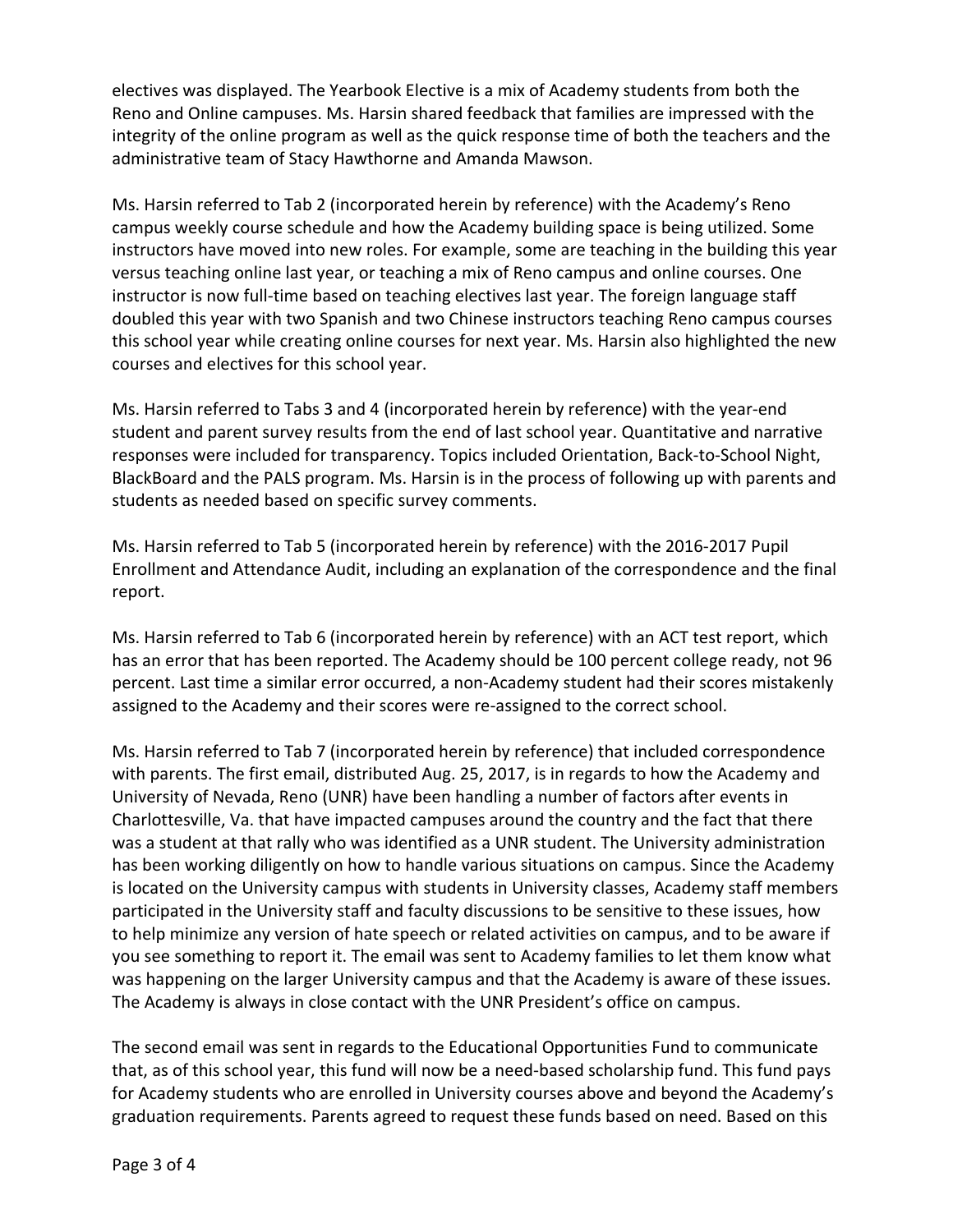electives was displayed. The Yearbook Elective is a mix of Academy students from both the Reno and Online campuses. Ms. Harsin shared feedback that families are impressed with the integrity of the online program as well as the quick response time of both the teachers and the administrative team of Stacy Hawthorne and Amanda Mawson.

Ms. Harsin referred to Tab 2 (incorporated herein by reference) with the Academy's Reno campus weekly course schedule and how the Academy building space is being utilized. Some instructors have moved into new roles. For example, some are teaching in the building this year versus teaching online last year, or teaching a mix of Reno campus and online courses. One instructor is now full-time based on teaching electives last year. The foreign language staff doubled this year with two Spanish and two Chinese instructors teaching Reno campus courses this school year while creating online courses for next year. Ms. Harsin also highlighted the new courses and electives for this school year.

Ms. Harsin referred to Tabs 3 and 4 (incorporated herein by reference) with the year-end student and parent survey results from the end of last school year. Quantitative and narrative responses were included for transparency. Topics included Orientation, Back-to-School Night, BlackBoard and the PALS program. Ms. Harsin is in the process of following up with parents and students as needed based on specific survey comments.

Ms. Harsin referred to Tab 5 (incorporated herein by reference) with the 2016-2017 Pupil Enrollment and Attendance Audit, including an explanation of the correspondence and the final report.

Ms. Harsin referred to Tab 6 (incorporated herein by reference) with an ACT test report, which has an error that has been reported. The Academy should be 100 percent college ready, not 96 percent. Last time a similar error occurred, a non-Academy student had their scores mistakenly assigned to the Academy and their scores were re-assigned to the correct school.

Ms. Harsin referred to Tab 7 (incorporated herein by reference) that included correspondence with parents. The first email, distributed Aug. 25, 2017, is in regards to how the Academy and University of Nevada, Reno (UNR) have been handling a number of factors after events in Charlottesville, Va. that have impacted campuses around the country and the fact that there was a student at that rally who was identified as a UNR student. The University administration has been working diligently on how to handle various situations on campus. Since the Academy is located on the University campus with students in University classes, Academy staff members participated in the University staff and faculty discussions to be sensitive to these issues, how to help minimize any version of hate speech or related activities on campus, and to be aware if you see something to report it. The email was sent to Academy families to let them know what was happening on the larger University campus and that the Academy is aware of these issues. The Academy is always in close contact with the UNR President's office on campus.

The second email was sent in regards to the Educational Opportunities Fund to communicate that, as of this school year, this fund will now be a need-based scholarship fund. This fund pays for Academy students who are enrolled in University courses above and beyond the Academy's graduation requirements. Parents agreed to request these funds based on need. Based on this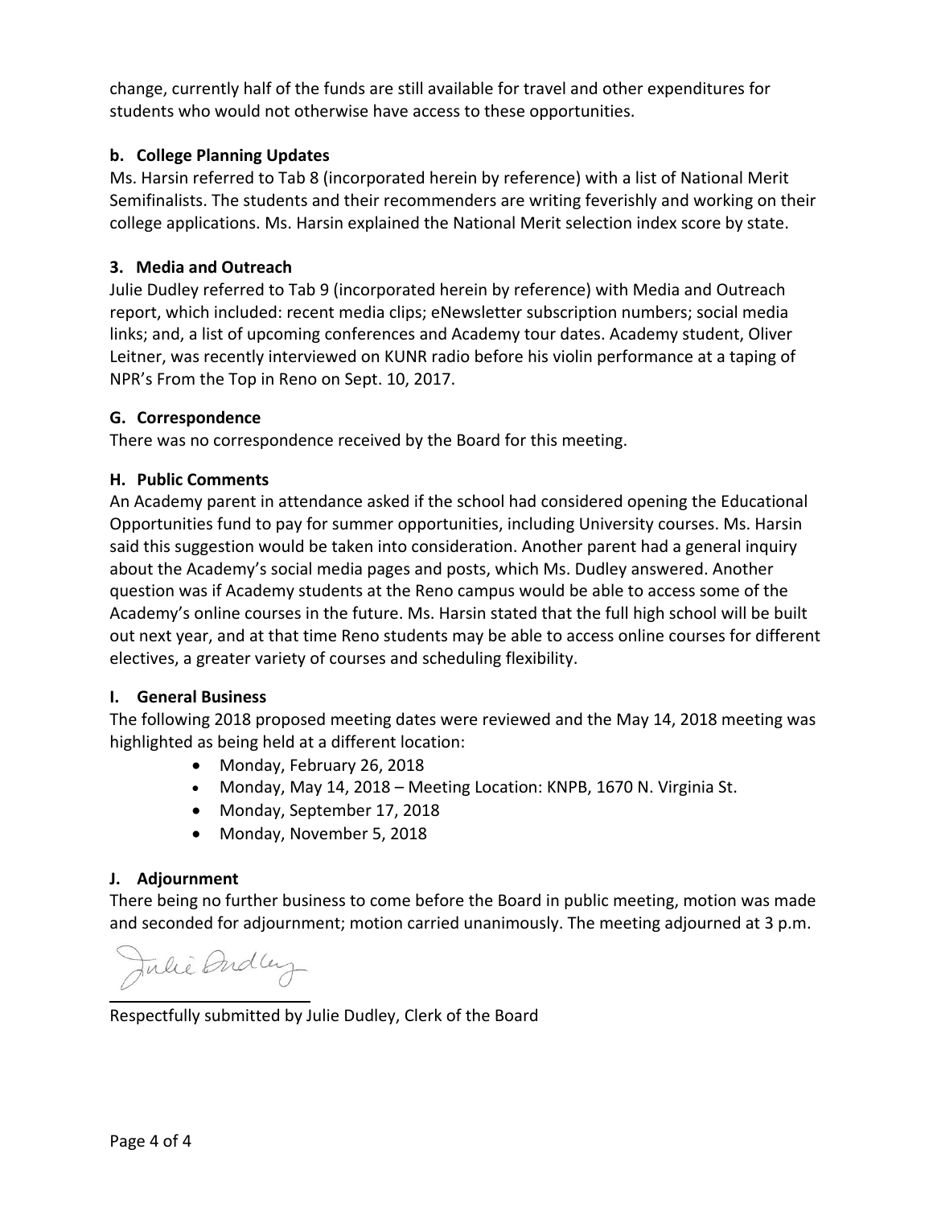change, currently half of the funds are still available for travel and other expenditures for students who would not otherwise have access to these opportunities.

### b. College Planning Updates

Ms. Harsin referred to Tab 8 (incorporated herein by reference) with a list of National Merit Semifinalists. The students and their recommenders are writing feverishly and working on their college applications. Ms. Harsin explained the National Merit selection index score by state.

### 3. Media and Outreach

Julie Dudley referred to Tab 9 (incorporated herein by reference) with Media and Outreach report, which included: recent media clips; eNewsletter subscription numbers; social media links; and, a list of upcoming conferences and Academy tour dates. Academy student, Oliver Leitner, was recently interviewed on KUNR radio before his violin performance at a taping of NPR's From the Top in Reno on Sept. 10, 2017.

### G. Correspondence

There was no correspondence received by the Board for this meeting.

### H. Public Comments

An Academy parent in attendance asked if the school had considered opening the Educational Opportunities fund to pay for summer opportunities, including University courses. Ms. Harsin said this suggestion would be taken into consideration. Another parent had a general inquiry about the Academy's social media pages and posts, which Ms. Dudley answered. Another question was if Academy students at the Reno campus would be able to access some of the Academy's online courses in the future. Ms. Harsin stated that the full high school will be built out next year, and at that time Reno students may be able to access online courses for different electives, a greater variety of courses and scheduling flexibility.

### I. General Business

The following 2018 proposed meeting dates were reviewed and the May 14, 2018 meeting was highlighted as being held at a different location:

- Monday, February 26, 2018
- Monday, May 14, 2018 – Meeting Location: KNPB, 1670 N. Virginia St.
- Monday, September 17, 2018
- Monday, November 5, 2018

### J. Adjournment

There being no further business to come before the Board in public meeting, motion was made and seconded for adjournment; motion carried unanimously. The meeting adjourned at 3 p.m.

Julie Dudley

Respectfully submitted by Julie Dudley, Clerk of the Board